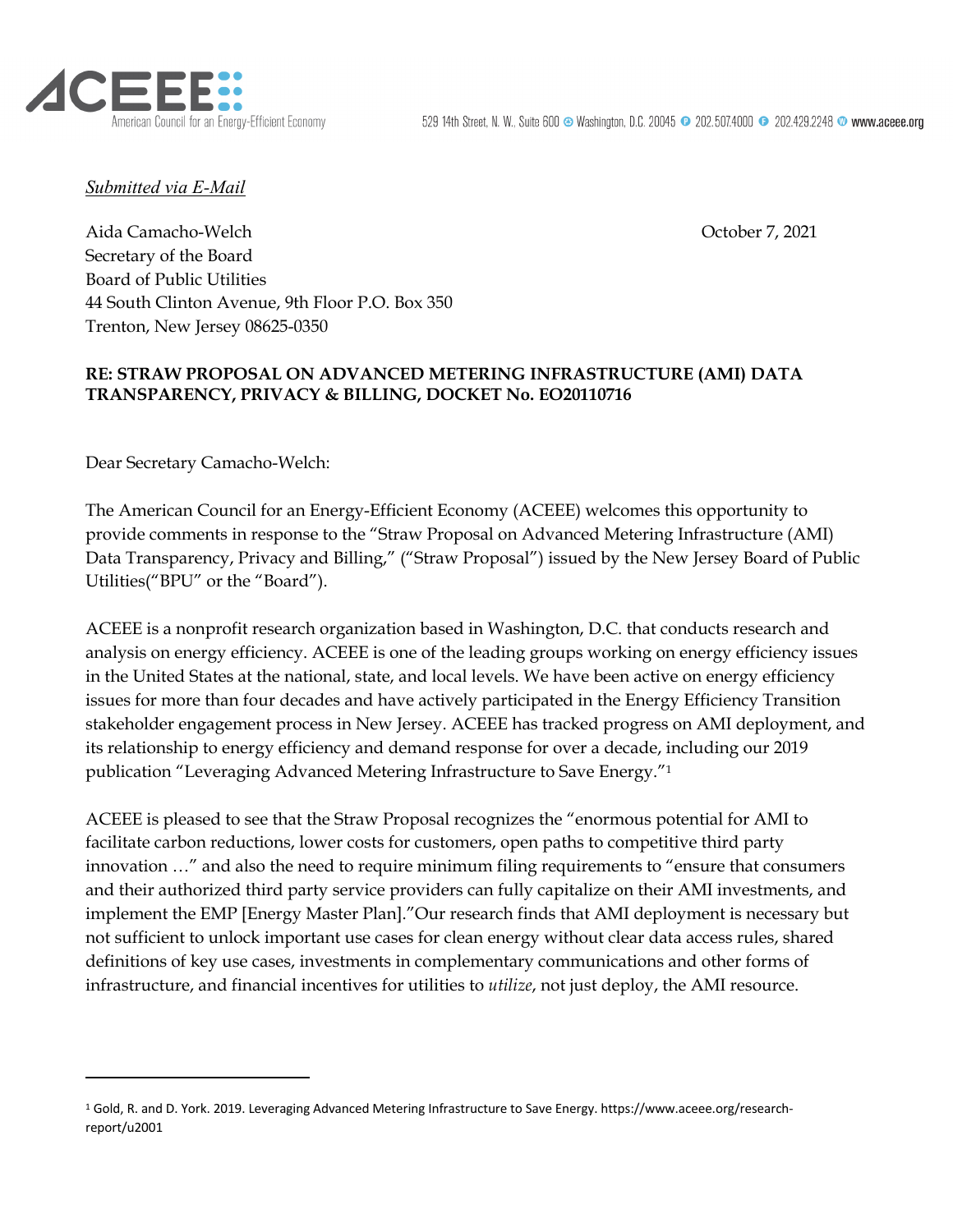ACEEE
American Council for an Energy-Efficient Economy

529 14th Street, N. W., Suite 600 Washington, D.C. 20045 202.507.4000 202.429.2248 www.aceee.org

*Submitted via E-Mail*

Aida Camacho-Welch
Secretary of the Board
Board of Public Utilities
44 South Clinton Avenue, 9th Floor P.O. Box 350
Trenton, New Jersey 08625-0350

October 7, 2021

**RE: STRAW PROPOSAL ON ADVANCED METERING INFRASTRUCTURE (AMI) DATA TRANSPARENCY, PRIVACY & BILLING, DOCKET No. EO20110716**

Dear Secretary Camacho-Welch:

The American Council for an Energy-Efficient Economy (ACEEE) welcomes this opportunity to provide comments in response to the "Straw Proposal on Advanced Metering Infrastructure (AMI) Data Transparency, Privacy and Billing," ("Straw Proposal") issued by the New Jersey Board of Public Utilities("BPU" or the "Board").

ACEEE is a nonprofit research organization based in Washington, D.C. that conducts research and analysis on energy efficiency. ACEEE is one of the leading groups working on energy efficiency issues in the United States at the national, state, and local levels. We have been active on energy efficiency issues for more than four decades and have actively participated in the Energy Efficiency Transition stakeholder engagement process in New Jersey. ACEEE has tracked progress on AMI deployment, and its relationship to energy efficiency and demand response for over a decade, including our 2019 publication "Leveraging Advanced Metering Infrastructure to Save Energy."[1]

ACEEE is pleased to see that the Straw Proposal recognizes the "enormous potential for AMI to facilitate carbon reductions, lower costs for customers, open paths to competitive third party innovation …" and also the need to require minimum filing requirements to "ensure that consumers and their authorized third party service providers can fully capitalize on their AMI investments, and implement the EMP [Energy Master Plan]."Our research finds that AMI deployment is necessary but not sufficient to unlock important use cases for clean energy without clear data access rules, shared definitions of key use cases, investments in complementary communications and other forms of infrastructure, and financial incentives for utilities to *utilize*, not just deploy, the AMI resource.

---

[1] Gold, R. and D. York. 2019. Leveraging Advanced Metering Infrastructure to Save Energy. https://www.aceee.org/research-report/u2001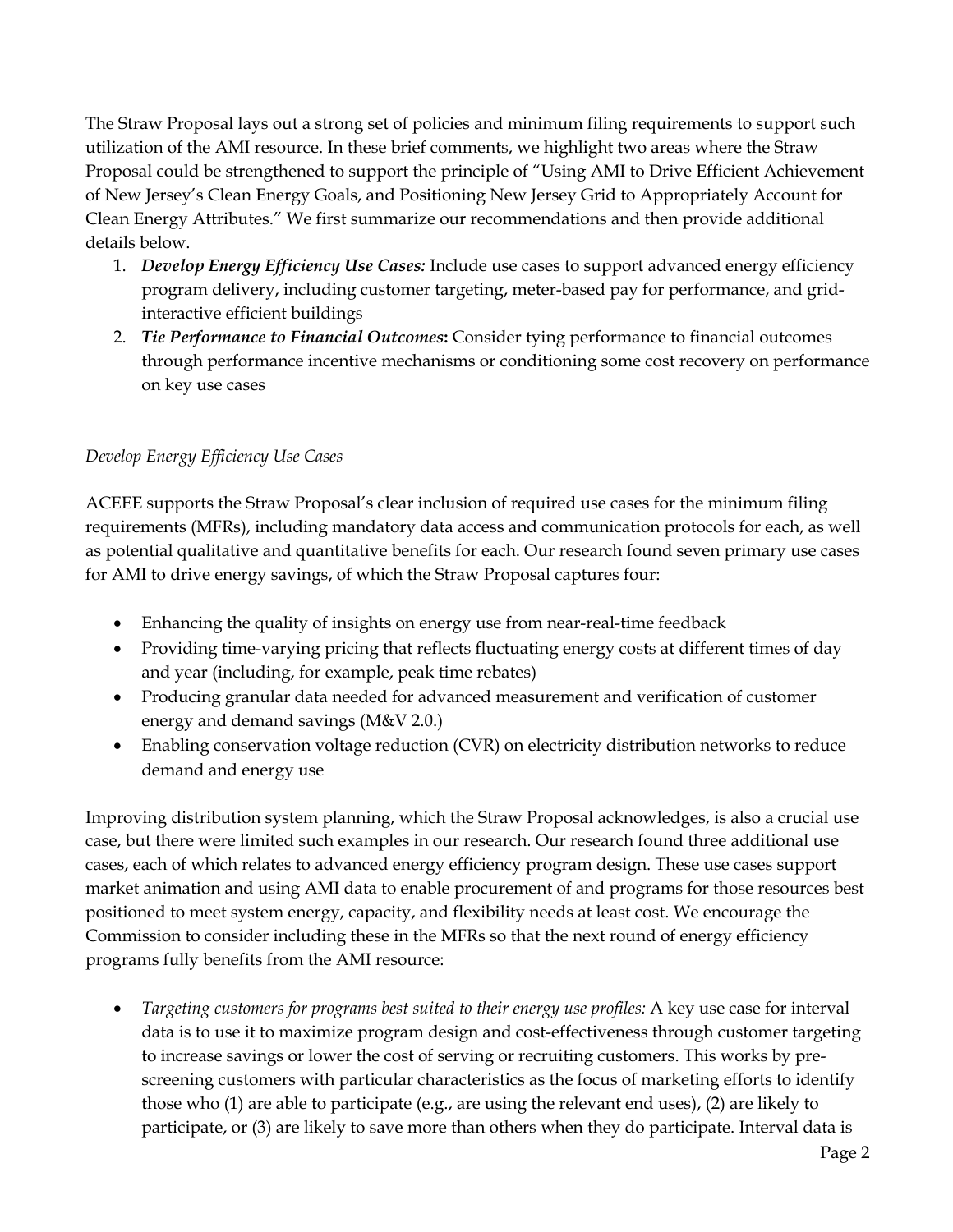The Straw Proposal lays out a strong set of policies and minimum filing requirements to support such utilization of the AMI resource. In these brief comments, we highlight two areas where the Straw Proposal could be strengthened to support the principle of "Using AMI to Drive Efficient Achievement of New Jersey's Clean Energy Goals, and Positioning New Jersey Grid to Appropriately Account for Clean Energy Attributes." We first summarize our recommendations and then provide additional details below.

1. ***Develop Energy Efficiency Use Cases:*** Include use cases to support advanced energy efficiency program delivery, including customer targeting, meter-based pay for performance, and grid-interactive efficient buildings
2. ***Tie Performance to Financial Outcomes*:** Consider tying performance to financial outcomes through performance incentive mechanisms or conditioning some cost recovery on performance on key use cases

*Develop Energy Efficiency Use Cases*

ACEEE supports the Straw Proposal's clear inclusion of required use cases for the minimum filing requirements (MFRs), including mandatory data access and communication protocols for each, as well as potential qualitative and quantitative benefits for each. Our research found seven primary use cases for AMI to drive energy savings, of which the Straw Proposal captures four:

- Enhancing the quality of insights on energy use from near-real-time feedback
- Providing time-varying pricing that reflects fluctuating energy costs at different times of day and year (including, for example, peak time rebates)
- Producing granular data needed for advanced measurement and verification of customer energy and demand savings (M&V 2.0.)
- Enabling conservation voltage reduction (CVR) on electricity distribution networks to reduce demand and energy use

Improving distribution system planning, which the Straw Proposal acknowledges, is also a crucial use case, but there were limited such examples in our research. Our research found three additional use cases, each of which relates to advanced energy efficiency program design. These use cases support market animation and using AMI data to enable procurement of and programs for those resources best positioned to meet system energy, capacity, and flexibility needs at least cost. We encourage the Commission to consider including these in the MFRs so that the next round of energy efficiency programs fully benefits from the AMI resource:

- *Targeting customers for programs best suited to their energy use profiles:* A key use case for interval data is to use it to maximize program design and cost-effectiveness through customer targeting to increase savings or lower the cost of serving or recruiting customers. This works by pre-screening customers with particular characteristics as the focus of marketing efforts to identify those who (1) are able to participate (e.g., are using the relevant end uses), (2) are likely to participate, or (3) are likely to save more than others when they do participate. Interval data is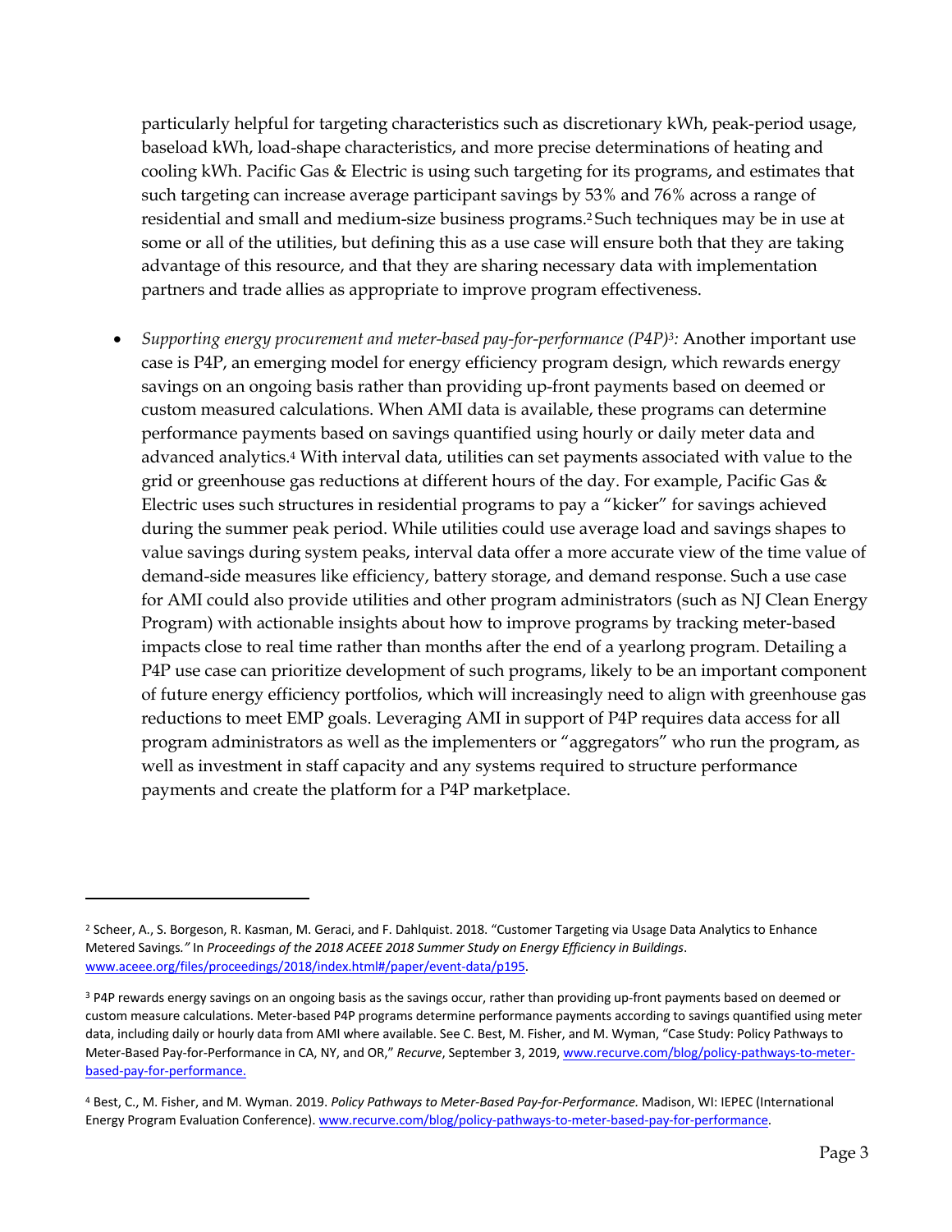particularly helpful for targeting characteristics such as discretionary kWh, peak-period usage, baseload kWh, load-shape characteristics, and more precise determinations of heating and cooling kWh. Pacific Gas & Electric is using such targeting for its programs, and estimates that such targeting can increase average participant savings by 53% and 76% across a range of residential and small and medium-size business programs.[2] Such techniques may be in use at some or all of the utilities, but defining this as a use case will ensure both that they are taking advantage of this resource, and that they are sharing necessary data with implementation partners and trade allies as appropriate to improve program effectiveness.

- *Supporting energy procurement and meter-based pay-for-performance (P4P)[3]:* Another important use case is P4P, an emerging model for energy efficiency program design, which rewards energy savings on an ongoing basis rather than providing up-front payments based on deemed or custom measured calculations. When AMI data is available, these programs can determine performance payments based on savings quantified using hourly or daily meter data and advanced analytics.[4] With interval data, utilities can set payments associated with value to the grid or greenhouse gas reductions at different hours of the day. For example, Pacific Gas & Electric uses such structures in residential programs to pay a "kicker" for savings achieved during the summer peak period. While utilities could use average load and savings shapes to value savings during system peaks, interval data offer a more accurate view of the time value of demand-side measures like efficiency, battery storage, and demand response. Such a use case for AMI could also provide utilities and other program administrators (such as NJ Clean Energy Program) with actionable insights about how to improve programs by tracking meter-based impacts close to real time rather than months after the end of a yearlong program. Detailing a P4P use case can prioritize development of such programs, likely to be an important component of future energy efficiency portfolios, which will increasingly need to align with greenhouse gas reductions to meet EMP goals. Leveraging AMI in support of P4P requires data access for all program administrators as well as the implementers or "aggregators" who run the program, as well as investment in staff capacity and any systems required to structure performance payments and create the platform for a P4P marketplace.

---

[2] Scheer, A., S. Borgeson, R. Kasman, M. Geraci, and F. Dahlquist. 2018. "Customer Targeting via Usage Data Analytics to Enhance Metered Savings*."* In *Proceedings of the 2018 ACEEE 2018 Summer Study on Energy Efficiency in Buildings*. www.aceee.org/files/proceedings/2018/index.html#/paper/event-data/p195.

[3] P4P rewards energy savings on an ongoing basis as the savings occur, rather than providing up-front payments based on deemed or custom measure calculations. Meter-based P4P programs determine performance payments according to savings quantified using meter data, including daily or hourly data from AMI where available. See C. Best, M. Fisher, and M. Wyman, "Case Study: Policy Pathways to Meter-Based Pay-for-Performance in CA, NY, and OR," *Recurve*, September 3, 2019, www.recurve.com/blog/policy-pathways-to-meter-based-pay-for-performance.

[4] Best, C., M. Fisher, and M. Wyman. 2019. *Policy Pathways to Meter-Based Pay-for-Performance.* Madison, WI: IEPEC (International Energy Program Evaluation Conference). www.recurve.com/blog/policy-pathways-to-meter-based-pay-for-performance.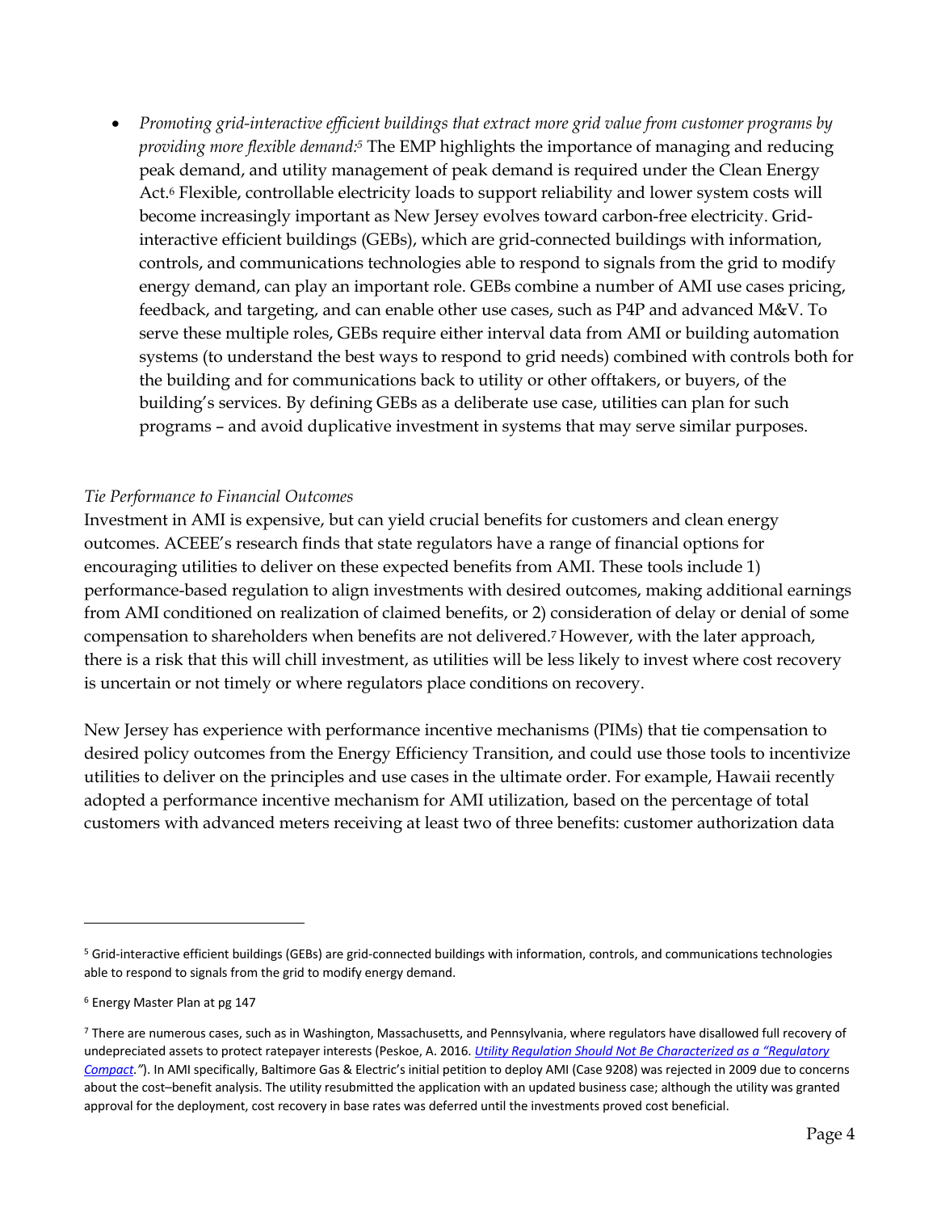- *Promoting grid-interactive efficient buildings that extract more grid value from customer programs by providing more flexible demand:*[5] The EMP highlights the importance of managing and reducing peak demand, and utility management of peak demand is required under the Clean Energy Act.[6] Flexible, controllable electricity loads to support reliability and lower system costs will become increasingly important as New Jersey evolves toward carbon-free electricity. Grid-interactive efficient buildings (GEBs), which are grid-connected buildings with information, controls, and communications technologies able to respond to signals from the grid to modify energy demand, can play an important role. GEBs combine a number of AMI use cases pricing, feedback, and targeting, and can enable other use cases, such as P4P and advanced M&V. To serve these multiple roles, GEBs require either interval data from AMI or building automation systems (to understand the best ways to respond to grid needs) combined with controls both for the building and for communications back to utility or other offtakers, or buyers, of the building's services. By defining GEBs as a deliberate use case, utilities can plan for such programs – and avoid duplicative investment in systems that may serve similar purposes.

*Tie Performance to Financial Outcomes*

Investment in AMI is expensive, but can yield crucial benefits for customers and clean energy outcomes. ACEEE's research finds that state regulators have a range of financial options for encouraging utilities to deliver on these expected benefits from AMI. These tools include 1) performance-based regulation to align investments with desired outcomes, making additional earnings from AMI conditioned on realization of claimed benefits, or 2) consideration of delay or denial of some compensation to shareholders when benefits are not delivered.[7] However, with the later approach, there is a risk that this will chill investment, as utilities will be less likely to invest where cost recovery is uncertain or not timely or where regulators place conditions on recovery.

New Jersey has experience with performance incentive mechanisms (PIMs) that tie compensation to desired policy outcomes from the Energy Efficiency Transition, and could use those tools to incentivize utilities to deliver on the principles and use cases in the ultimate order. For example, Hawaii recently adopted a performance incentive mechanism for AMI utilization, based on the percentage of total customers with advanced meters receiving at least two of three benefits: customer authorization data

---

[5] Grid-interactive efficient buildings (GEBs) are grid-connected buildings with information, controls, and communications technologies able to respond to signals from the grid to modify energy demand.

[6] Energy Master Plan at pg 147

[7] There are numerous cases, such as in Washington, Massachusetts, and Pennsylvania, where regulators have disallowed full recovery of undepreciated assets to protect ratepayer interests (Peskoe, A. 2016. *Utility Regulation Should Not Be Characterized as a "Regulatory Compact."*). In AMI specifically, Baltimore Gas & Electric's initial petition to deploy AMI (Case 9208) was rejected in 2009 due to concerns about the cost–benefit analysis. The utility resubmitted the application with an updated business case; although the utility was granted approval for the deployment, cost recovery in base rates was deferred until the investments proved cost beneficial.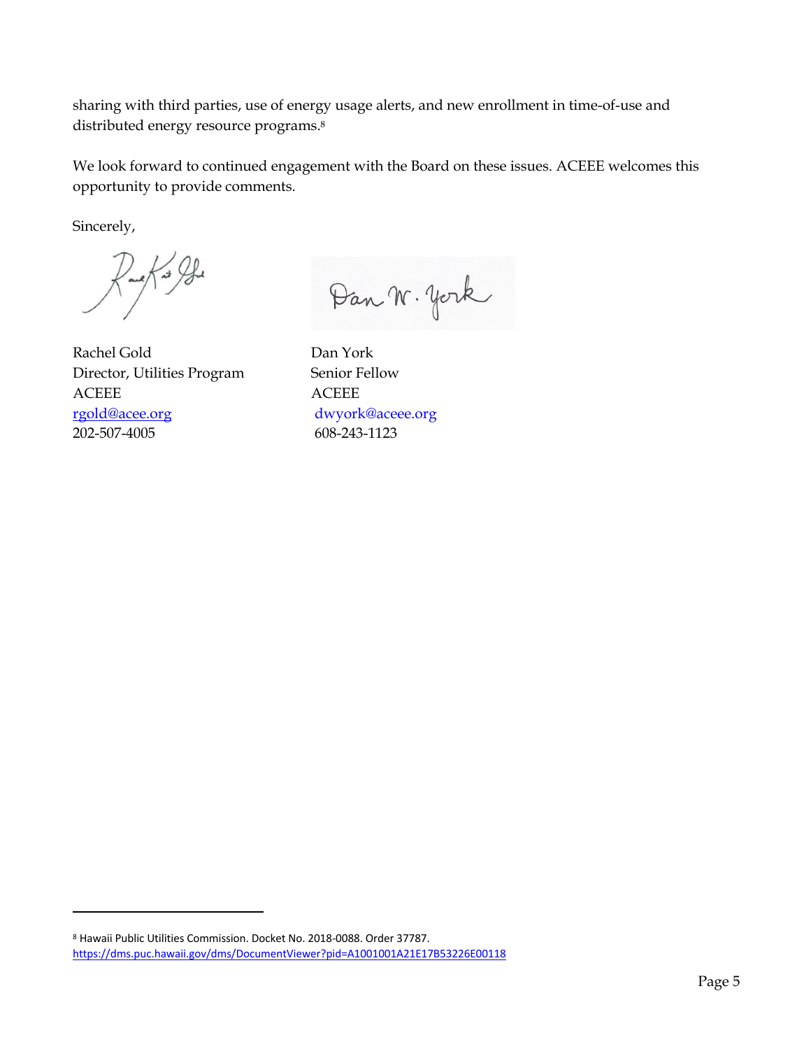sharing with third parties, use of energy usage alerts, and new enrollment in time-of-use and distributed energy resource programs.[8]

We look forward to continued engagement with the Board on these issues. ACEEE welcomes this opportunity to provide comments.

Sincerely,

Rachel Gold  
Director, Utilities Program  
ACEEE  
rgold@acee.org  
202-507-4005

Dan York  
Senior Fellow  
ACEEE  
dwyork@aceee.org  
608-243-1123

---

[8] Hawaii Public Utilities Commission. Docket No. 2018-0088. Order 37787. https://dms.puc.hawaii.gov/dms/DocumentViewer?pid=A1001001A21E17B53226E00118